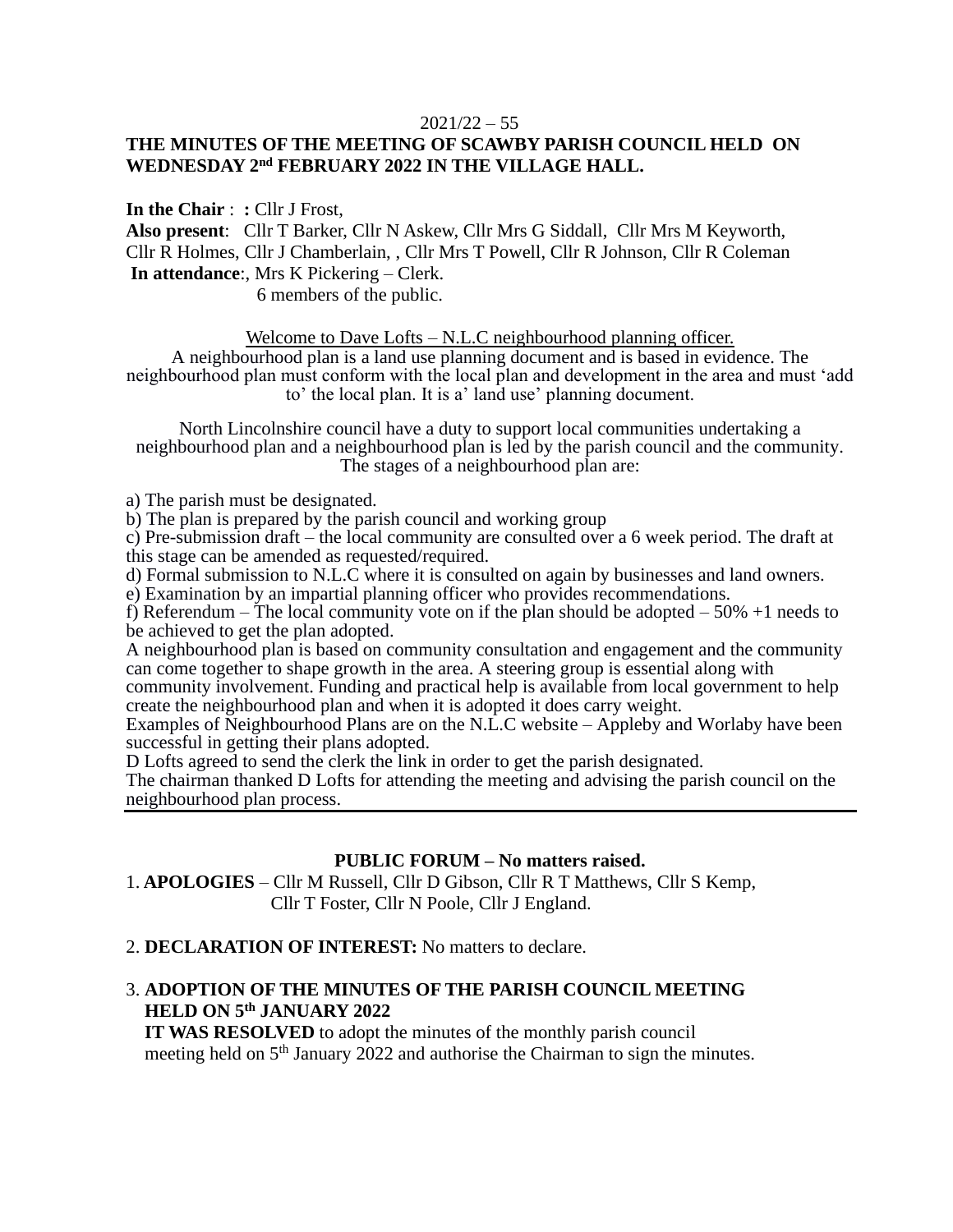2021/22 – 55

# THE MINUTES OF THE MEETING OF SCAWBY PARISH COUNCIL HELD ON WEDNESDAY 2nd FEBRUARY 2022 IN THE VILLAGE HALL.

**In the Chair** : **:** Cllr J Frost,
**Also present**: Cllr T Barker, Cllr N Askew, Cllr Mrs G Siddall, Cllr Mrs M Keyworth, Cllr R Holmes, Cllr J Chamberlain, , Cllr Mrs T Powell, Cllr R Johnson, Cllr R Coleman
**In attendance**:, Mrs K Pickering – Clerk.
6 members of the public.

Welcome to Dave Lofts – N.L.C neighbourhood planning officer.

A neighbourhood plan is a land use planning document and is based in evidence. The neighbourhood plan must conform with the local plan and development in the area and must 'add to' the local plan. It is a' land use' planning document.

North Lincolnshire council have a duty to support local communities undertaking a neighbourhood plan and a neighbourhood plan is led by the parish council and the community. The stages of a neighbourhood plan are:

a) The parish must be designated.
b) The plan is prepared by the parish council and working group
c) Pre-submission draft – the local community are consulted over a 6 week period. The draft at this stage can be amended as requested/required.
d) Formal submission to N.L.C where it is consulted on again by businesses and land owners.
e) Examination by an impartial planning officer who provides recommendations.
f) Referendum – The local community vote on if the plan should be adopted – 50% +1 needs to be achieved to get the plan adopted.

A neighbourhood plan is based on community consultation and engagement and the community can come together to shape growth in the area. A steering group is essential along with community involvement. Funding and practical help is available from local government to help create the neighbourhood plan and when it is adopted it does carry weight.
Examples of Neighbourhood Plans are on the N.L.C website – Appleby and Worlaby have been successful in getting their plans adopted.
D Lofts agreed to send the clerk the link in order to get the parish designated.
The chairman thanked D Lofts for attending the meeting and advising the parish council on the neighbourhood plan process.

---

**PUBLIC FORUM – No matters raised.**

1. **APOLOGIES** – Cllr M Russell, Cllr D Gibson, Cllr R T Matthews, Cllr S Kemp, Cllr T Foster, Cllr N Poole, Cllr J England.

2. **DECLARATION OF INTEREST:** No matters to declare.

3. **ADOPTION OF THE MINUTES OF THE PARISH COUNCIL MEETING HELD ON 5th JANUARY 2022**
**IT WAS RESOLVED** to adopt the minutes of the monthly parish council meeting held on 5th January 2022 and authorise the Chairman to sign the minutes.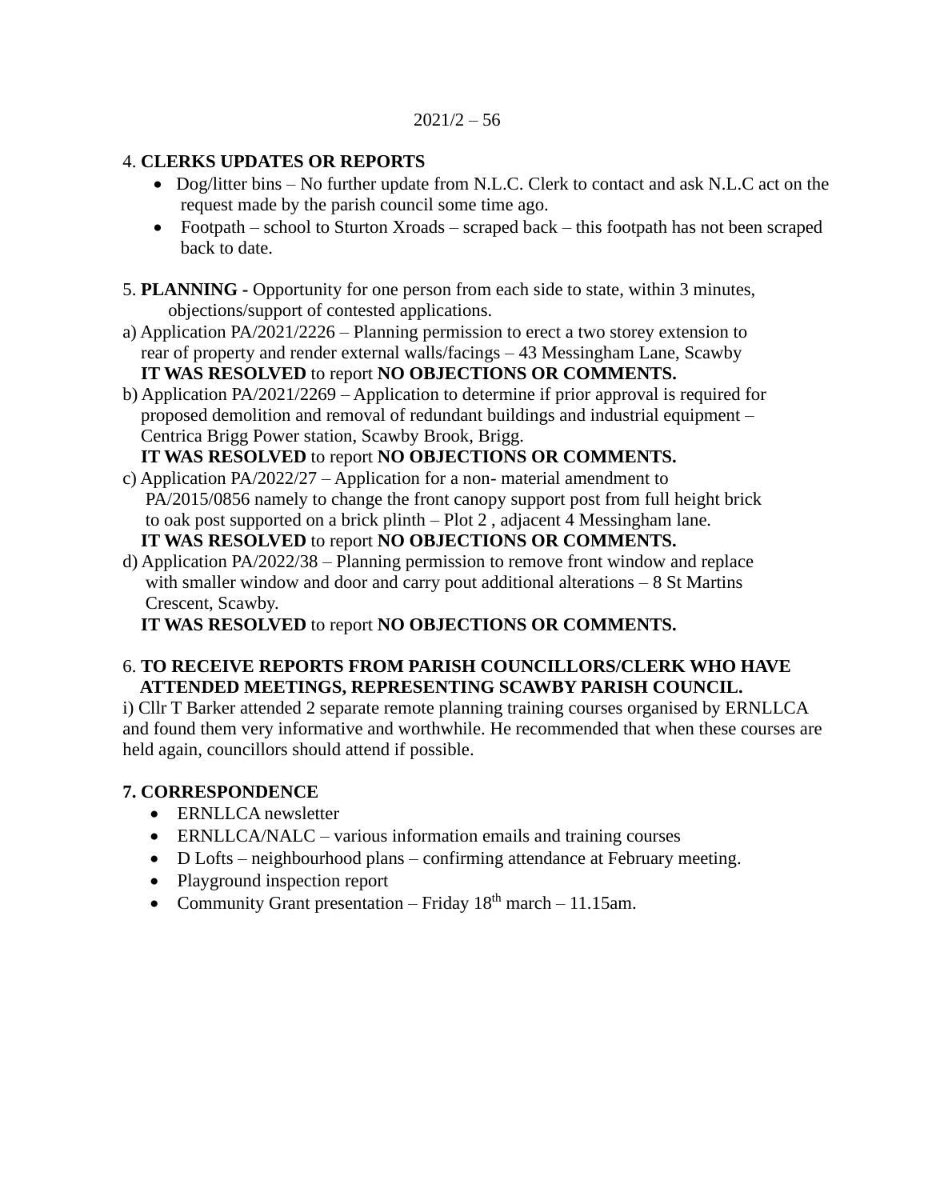2021/2 – 56

4. **CLERKS UPDATES OR REPORTS**

- Dog/litter bins – No further update from N.L.C. Clerk to contact and ask N.L.C act on the request made by the parish council some time ago.
- Footpath – school to Sturton Xroads – scraped back – this footpath has not been scraped back to date.

5. **PLANNING -** Opportunity for one person from each side to state, within 3 minutes, objections/support of contested applications.

a) Application PA/2021/2226 – Planning permission to erect a two storey extension to rear of property and render external walls/facings – 43 Messingham Lane, Scawby
**IT WAS RESOLVED** to report **NO OBJECTIONS OR COMMENTS.**

b) Application PA/2021/2269 – Application to determine if prior approval is required for proposed demolition and removal of redundant buildings and industrial equipment – Centrica Brigg Power station, Scawby Brook, Brigg.
**IT WAS RESOLVED** to report **NO OBJECTIONS OR COMMENTS.**

c) Application PA/2022/27 – Application for a non- material amendment to PA/2015/0856 namely to change the front canopy support post from full height brick to oak post supported on a brick plinth – Plot 2 , adjacent 4 Messingham lane.
**IT WAS RESOLVED** to report **NO OBJECTIONS OR COMMENTS.**

d) Application PA/2022/38 – Planning permission to remove front window and replace with smaller window and door and carry pout additional alterations – 8 St Martins Crescent, Scawby.
**IT WAS RESOLVED** to report **NO OBJECTIONS OR COMMENTS.**

6. **TO RECEIVE REPORTS FROM PARISH COUNCILLORS/CLERK WHO HAVE ATTENDED MEETINGS, REPRESENTING SCAWBY PARISH COUNCIL.**

i) Cllr T Barker attended 2 separate remote planning training courses organised by ERNLLCA and found them very informative and worthwhile. He recommended that when these courses are held again, councillors should attend if possible.

**7. CORRESPONDENCE**

- ERNLLCA newsletter
- ERNLLCA/NALC – various information emails and training courses
- D Lofts – neighbourhood plans – confirming attendance at February meeting.
- Playground inspection report
- Community Grant presentation – Friday 18th march – 11.15am.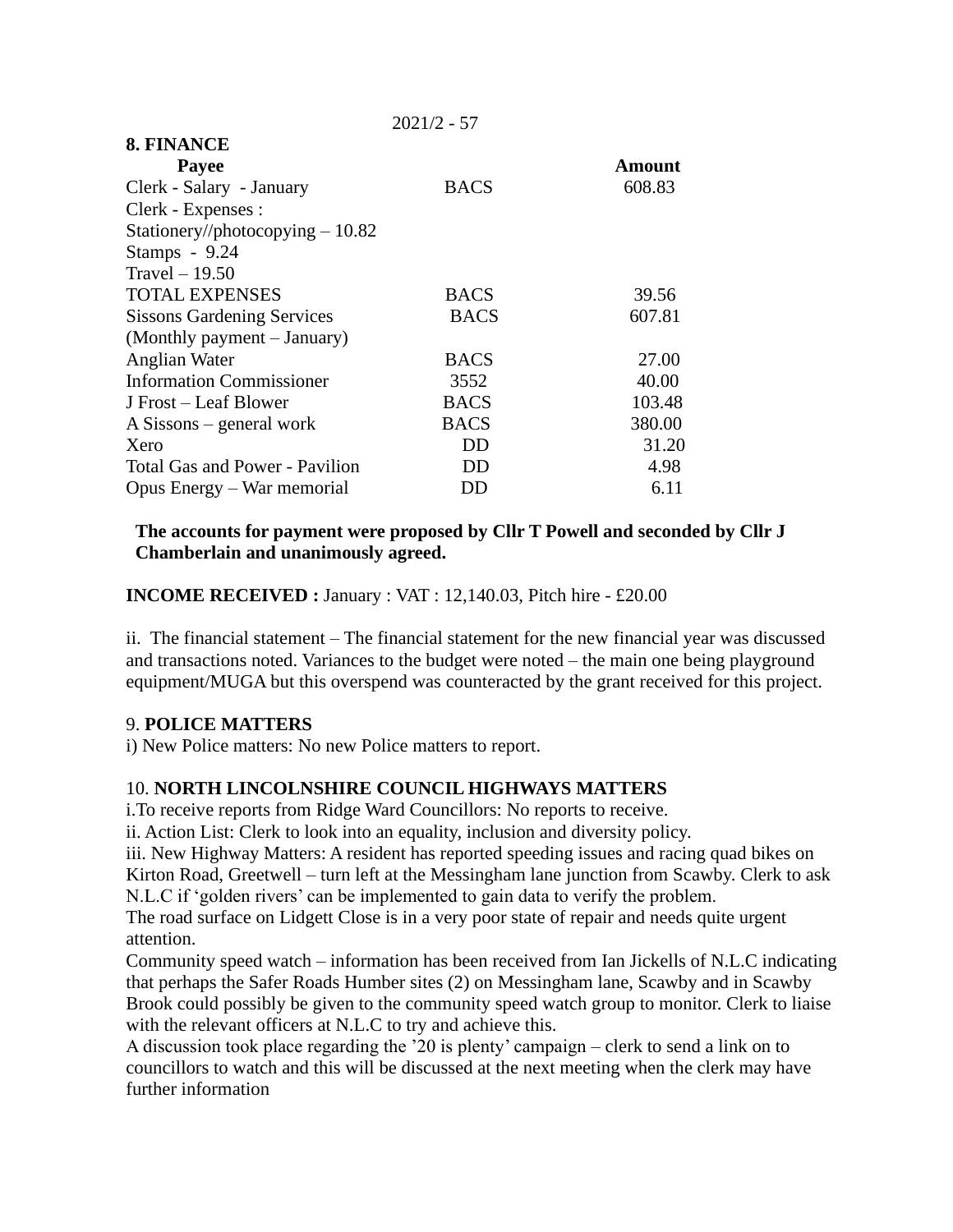2021/2 - 57

**8. FINANCE**

| **Payee** | | **Amount** |
|---|---|---|
| Clerk - Salary - January | BACS | 608.83 |
| Clerk - Expenses : | | |
| Stationery//photocopying – 10.82 | | |
| Stamps - 9.24 | | |
| Travel – 19.50 | | |
| TOTAL EXPENSES | BACS | 39.56 |
| Sissons Gardening Services | BACS | 607.81 |
| (Monthly payment – January) | | |
| Anglian Water | BACS | 27.00 |
| Information Commissioner | 3552 | 40.00 |
| J Frost – Leaf Blower | BACS | 103.48 |
| A Sissons – general work | BACS | 380.00 |
| Xero | DD | 31.20 |
| Total Gas and Power - Pavilion | DD | 4.98 |
| Opus Energy – War memorial | DD | 6.11 |

**The accounts for payment were proposed by Cllr T Powell and seconded by Cllr J Chamberlain and unanimously agreed.**

**INCOME RECEIVED :** January : VAT : 12,140.03, Pitch hire - £20.00

ii. The financial statement – The financial statement for the new financial year was discussed and transactions noted. Variances to the budget were noted – the main one being playground equipment/MUGA but this overspend was counteracted by the grant received for this project.

9. **POLICE MATTERS**

i) New Police matters: No new Police matters to report.

10. **NORTH LINCOLNSHIRE COUNCIL HIGHWAYS MATTERS**

i.To receive reports from Ridge Ward Councillors: No reports to receive.

ii. Action List: Clerk to look into an equality, inclusion and diversity policy.

iii. New Highway Matters: A resident has reported speeding issues and racing quad bikes on Kirton Road, Greetwell – turn left at the Messingham lane junction from Scawby. Clerk to ask N.L.C if 'golden rivers' can be implemented to gain data to verify the problem.

The road surface on Lidgett Close is in a very poor state of repair and needs quite urgent attention.

Community speed watch – information has been received from Ian Jickells of N.L.C indicating that perhaps the Safer Roads Humber sites (2) on Messingham lane, Scawby and in Scawby Brook could possibly be given to the community speed watch group to monitor. Clerk to liaise with the relevant officers at N.L.C to try and achieve this.

A discussion took place regarding the '20 is plenty' campaign – clerk to send a link on to councillors to watch and this will be discussed at the next meeting when the clerk may have further information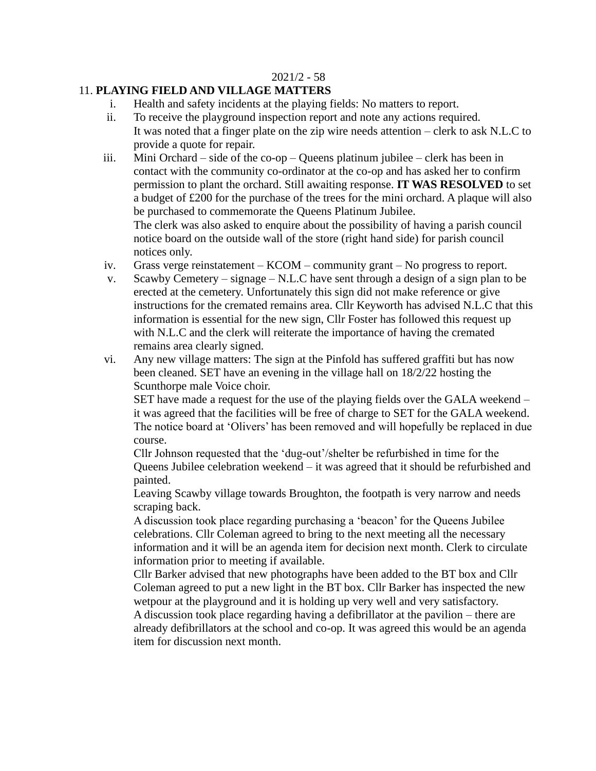## 11. **PLAYING FIELD AND VILLAGE MATTERS**

i. Health and safety incidents at the playing fields: No matters to report.

ii. To receive the playground inspection report and note any actions required.
It was noted that a finger plate on the zip wire needs attention – clerk to ask N.L.C to provide a quote for repair.

iii. Mini Orchard – side of the co-op – Queens platinum jubilee – clerk has been in contact with the community co-ordinator at the co-op and has asked her to confirm permission to plant the orchard. Still awaiting response. **IT WAS RESOLVED** to set a budget of £200 for the purchase of the trees for the mini orchard. A plaque will also be purchased to commemorate the Queens Platinum Jubilee.
The clerk was also asked to enquire about the possibility of having a parish council notice board on the outside wall of the store (right hand side) for parish council notices only.

iv. Grass verge reinstatement – KCOM – community grant – No progress to report.

v. Scawby Cemetery – signage – N.L.C have sent through a design of a sign plan to be erected at the cemetery. Unfortunately this sign did not make reference or give instructions for the cremated remains area. Cllr Keyworth has advised N.L.C that this information is essential for the new sign, Cllr Foster has followed this request up with N.L.C and the clerk will reiterate the importance of having the cremated remains area clearly signed.

vi. Any new village matters: The sign at the Pinfold has suffered graffiti but has now been cleaned. SET have an evening in the village hall on 18/2/22 hosting the Scunthorpe male Voice choir.
SET have made a request for the use of the playing fields over the GALA weekend – it was agreed that the facilities will be free of charge to SET for the GALA weekend.
The notice board at 'Olivers' has been removed and will hopefully be replaced in due course.
Cllr Johnson requested that the 'dug-out'/shelter be refurbished in time for the Queens Jubilee celebration weekend – it was agreed that it should be refurbished and painted.
Leaving Scawby village towards Broughton, the footpath is very narrow and needs scraping back.
A discussion took place regarding purchasing a 'beacon' for the Queens Jubilee celebrations. Cllr Coleman agreed to bring to the next meeting all the necessary information and it will be an agenda item for decision next month. Clerk to circulate information prior to meeting if available.
Cllr Barker advised that new photographs have been added to the BT box and Cllr Coleman agreed to put a new light in the BT box. Cllr Barker has inspected the new wetpour at the playground and it is holding up very well and very satisfactory.
A discussion took place regarding having a defibrillator at the pavilion – there are already defibrillators at the school and co-op. It was agreed this would be an agenda item for discussion next month.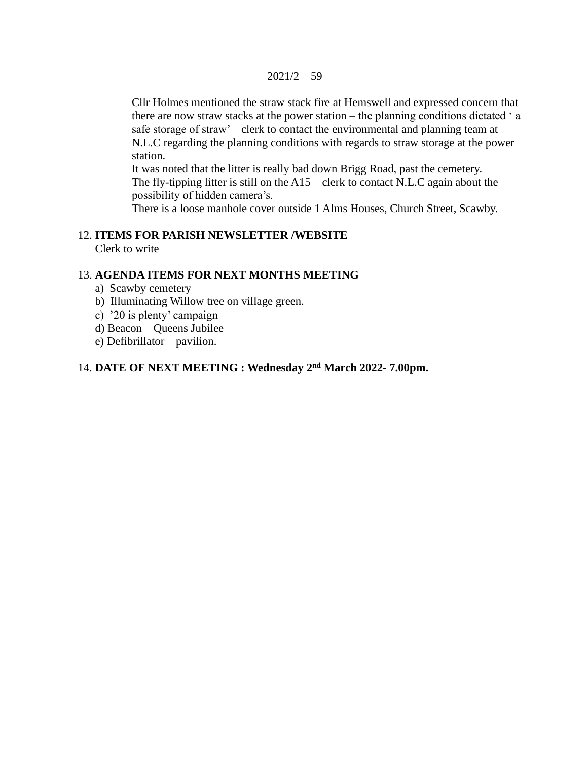Cllr Holmes mentioned the straw stack fire at Hemswell and expressed concern that there are now straw stacks at the power station – the planning conditions dictated ' a safe storage of straw' – clerk to contact the environmental and planning team at N.L.C regarding the planning conditions with regards to straw storage at the power station.
It was noted that the litter is really bad down Brigg Road, past the cemetery.
The fly-tipping litter is still on the A15 – clerk to contact N.L.C again about the possibility of hidden camera's.
There is a loose manhole cover outside 1 Alms Houses, Church Street, Scawby.

12. **ITEMS FOR PARISH NEWSLETTER /WEBSITE**
Clerk to write

13. **AGENDA ITEMS FOR NEXT MONTHS MEETING**
a) Scawby cemetery
b) Illuminating Willow tree on village green.
c) '20 is plenty' campaign
d) Beacon – Queens Jubilee
e) Defibrillator – pavilion.

14. **DATE OF NEXT MEETING : Wednesday 2nd March 2022- 7.00pm.**